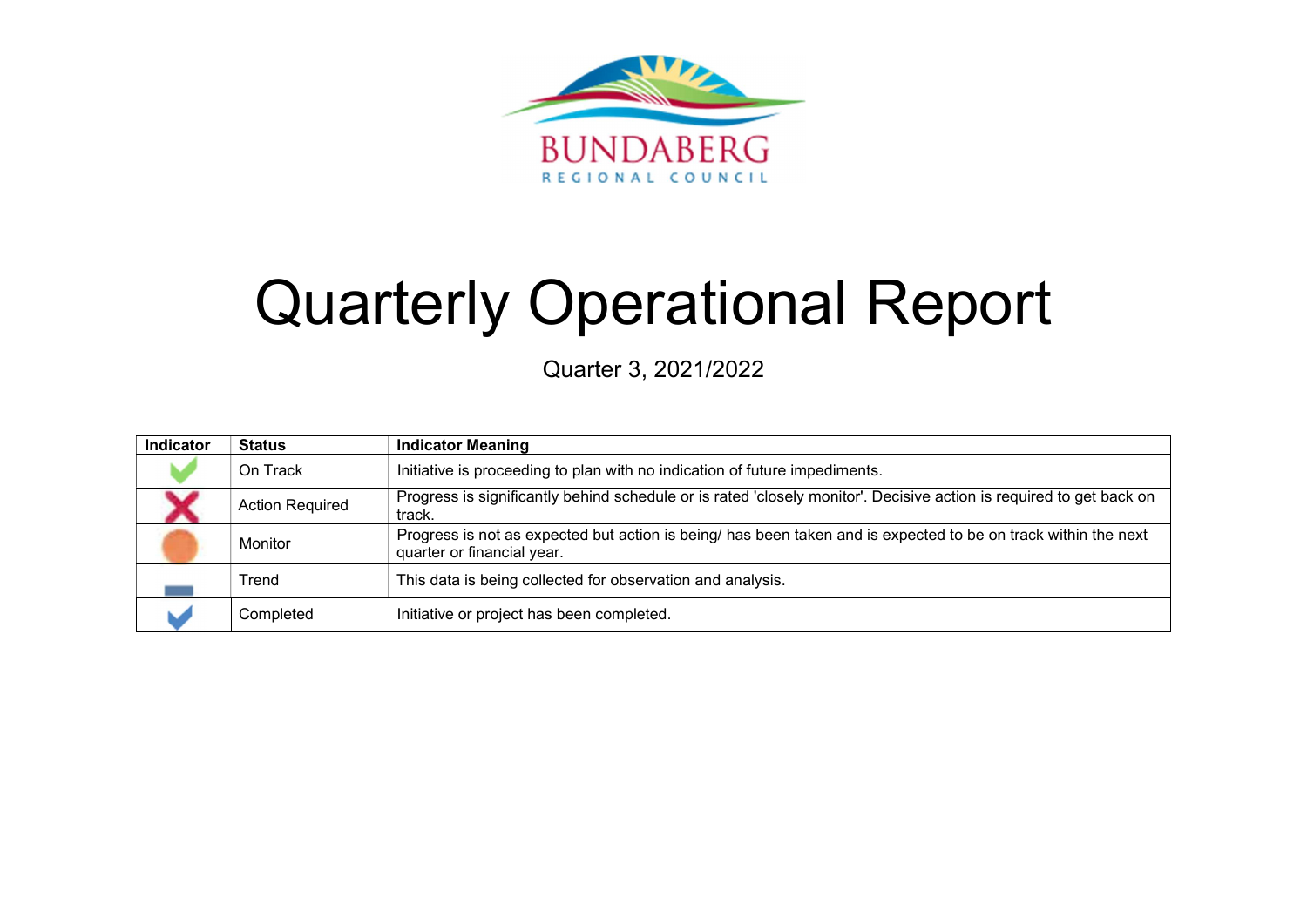BUNDABERG
REGIONAL COUNCIL

# Quarterly Operational Report

Quarter 3, 2021/2022

| Indicator | Status | Indicator Meaning |
|---|---|---|
| | On Track | Initiative is proceeding to plan with no indication of future impediments. |
| | Action Required | Progress is significantly behind schedule or is rated 'closely monitor'. Decisive action is required to get back on track. |
| | Monitor | Progress is not as expected but action is being/ has been taken and is expected to be on track within the next quarter or financial year. |
| | Trend | This data is being collected for observation and analysis. |
| | Completed | Initiative or project has been completed. |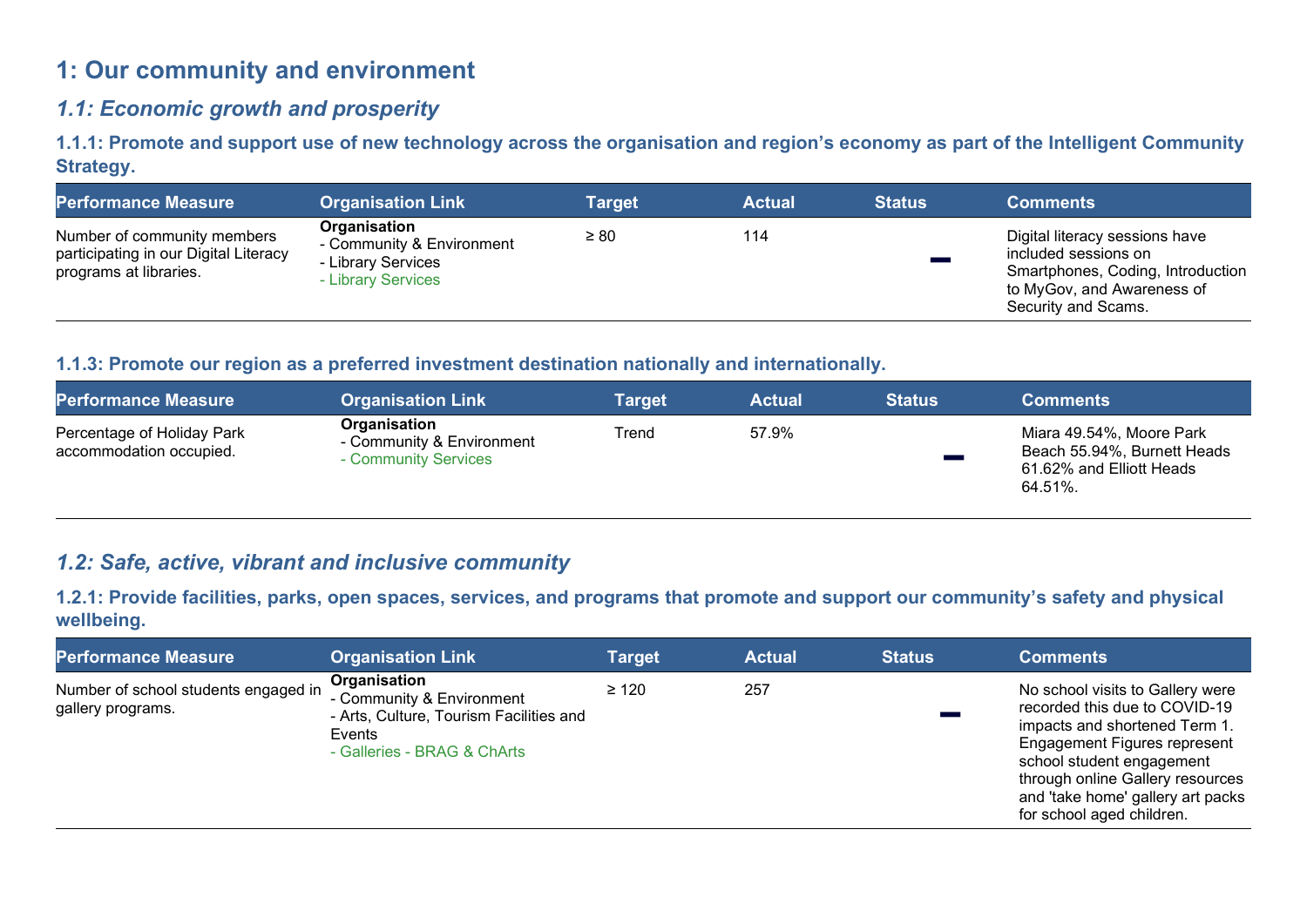# 1: Our community and environment

## *1.1: Economic growth and prosperity*

### 1.1.1: Promote and support use of new technology across the organisation and region's economy as part of the Intelligent Community Strategy.

| Performance Measure | Organisation Link | Target | Actual | Status | Comments |
|---|---|---|---|---|---|
| Number of community members participating in our Digital Literacy programs at libraries. | **Organisation**<br>- Community & Environment<br>- Library Services<br>- Library Services | ≥ 80 | 114 | — | Digital literacy sessions have included sessions on Smartphones, Coding, Introduction to MyGov, and Awareness of Security and Scams. |

### 1.1.3: Promote our region as a preferred investment destination nationally and internationally.

| Performance Measure | Organisation Link | Target | Actual | Status | Comments |
|---|---|---|---|---|---|
| Percentage of Holiday Park accommodation occupied. | **Organisation**<br>- Community & Environment<br>- Community Services | Trend | 57.9% | — | Miara 49.54%, Moore Park Beach 55.94%, Burnett Heads 61.62% and Elliott Heads 64.51%. |

## *1.2: Safe, active, vibrant and inclusive community*

### 1.2.1: Provide facilities, parks, open spaces, services, and programs that promote and support our community's safety and physical wellbeing.

| Performance Measure | Organisation Link | Target | Actual | Status | Comments |
|---|---|---|---|---|---|
| Number of school students engaged in gallery programs. | **Organisation**<br>- Community & Environment<br>- Arts, Culture, Tourism Facilities and Events<br>- Galleries - BRAG & ChArts | ≥ 120 | 257 | — | No school visits to Gallery were recorded this due to COVID-19 impacts and shortened Term 1. Engagement Figures represent school student engagement through online Gallery resources and 'take home' gallery art packs for school aged children. |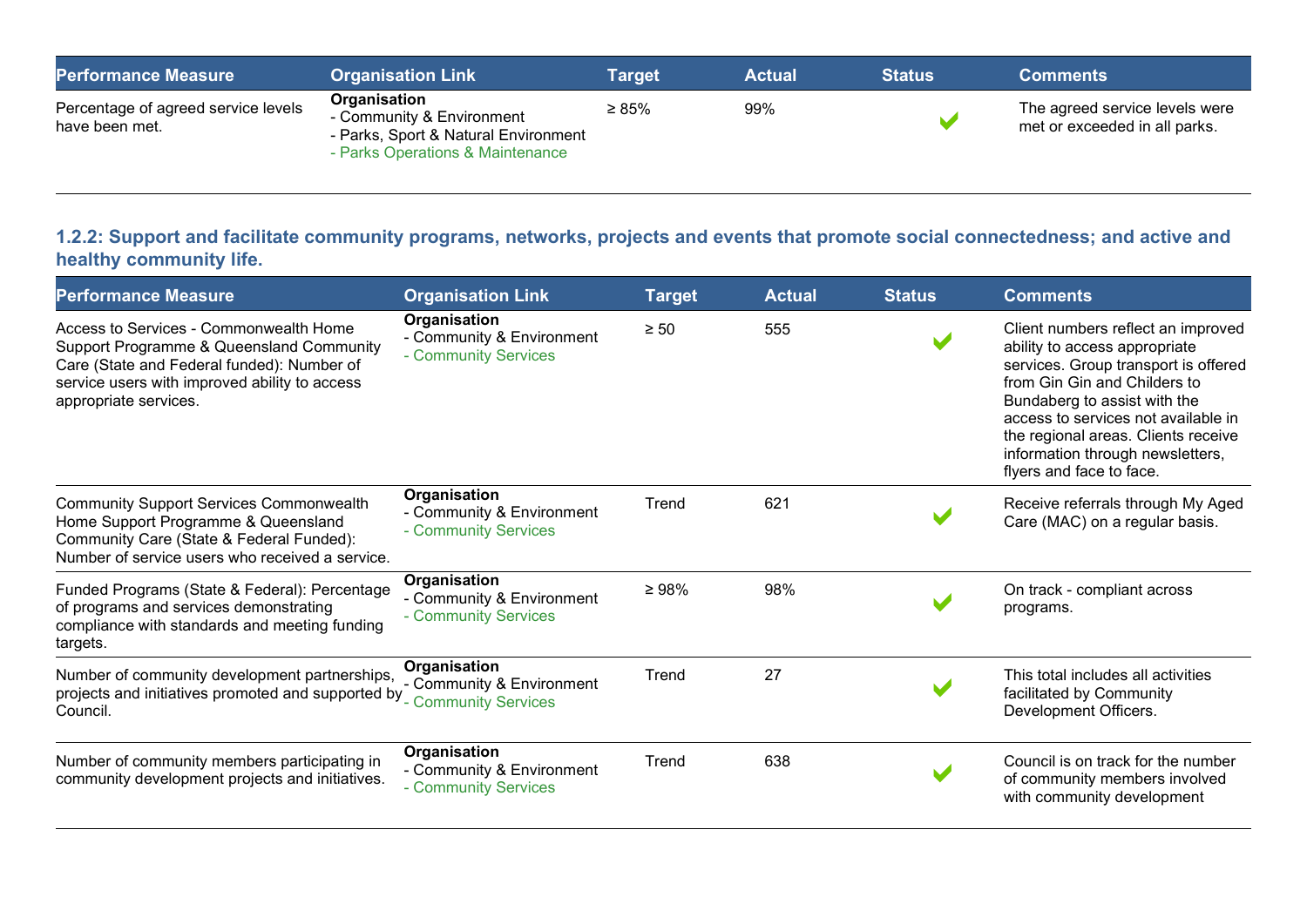| Performance Measure | Organisation Link | Target | Actual | Status | Comments |
|---|---|---|---|---|---|
| Percentage of agreed service levels have been met. | **Organisation**<br>- Community & Environment<br>- Parks, Sport & Natural Environment<br>- Parks Operations & Maintenance | ≥ 85% | 99% | ✔ | The agreed service levels were met or exceeded in all parks. |

### 1.2.2: Support and facilitate community programs, networks, projects and events that promote social connectedness; and active and healthy community life.

| Performance Measure | Organisation Link | Target | Actual | Status | Comments |
|---|---|---|---|---|---|
| Access to Services - Commonwealth Home Support Programme & Queensland Community Care (State and Federal funded): Number of service users with improved ability to access appropriate services. | **Organisation**<br>- Community & Environment<br>- Community Services | ≥ 50 | 555 | ✔ | Client numbers reflect an improved ability to access appropriate services. Group transport is offered from Gin Gin and Childers to Bundaberg to assist with the access to services not available in the regional areas. Clients receive information through newsletters, flyers and face to face. |
| Community Support Services Commonwealth Home Support Programme & Queensland Community Care (State & Federal Funded): Number of service users who received a service. | **Organisation**<br>- Community & Environment<br>- Community Services | Trend | 621 | ✔ | Receive referrals through My Aged Care (MAC) on a regular basis. |
| Funded Programs (State & Federal): Percentage of programs and services demonstrating compliance with standards and meeting funding targets. | **Organisation**<br>- Community & Environment<br>- Community Services | ≥ 98% | 98% | ✔ | On track - compliant across programs. |
| Number of community development partnerships, projects and initiatives promoted and supported by Council. | **Organisation**<br>- Community & Environment<br>- Community Services | Trend | 27 | ✔ | This total includes all activities facilitated by Community Development Officers. |
| Number of community members participating in community development projects and initiatives. | **Organisation**<br>- Community & Environment<br>- Community Services | Trend | 638 | ✔ | Council is on track for the number of community members involved with community development |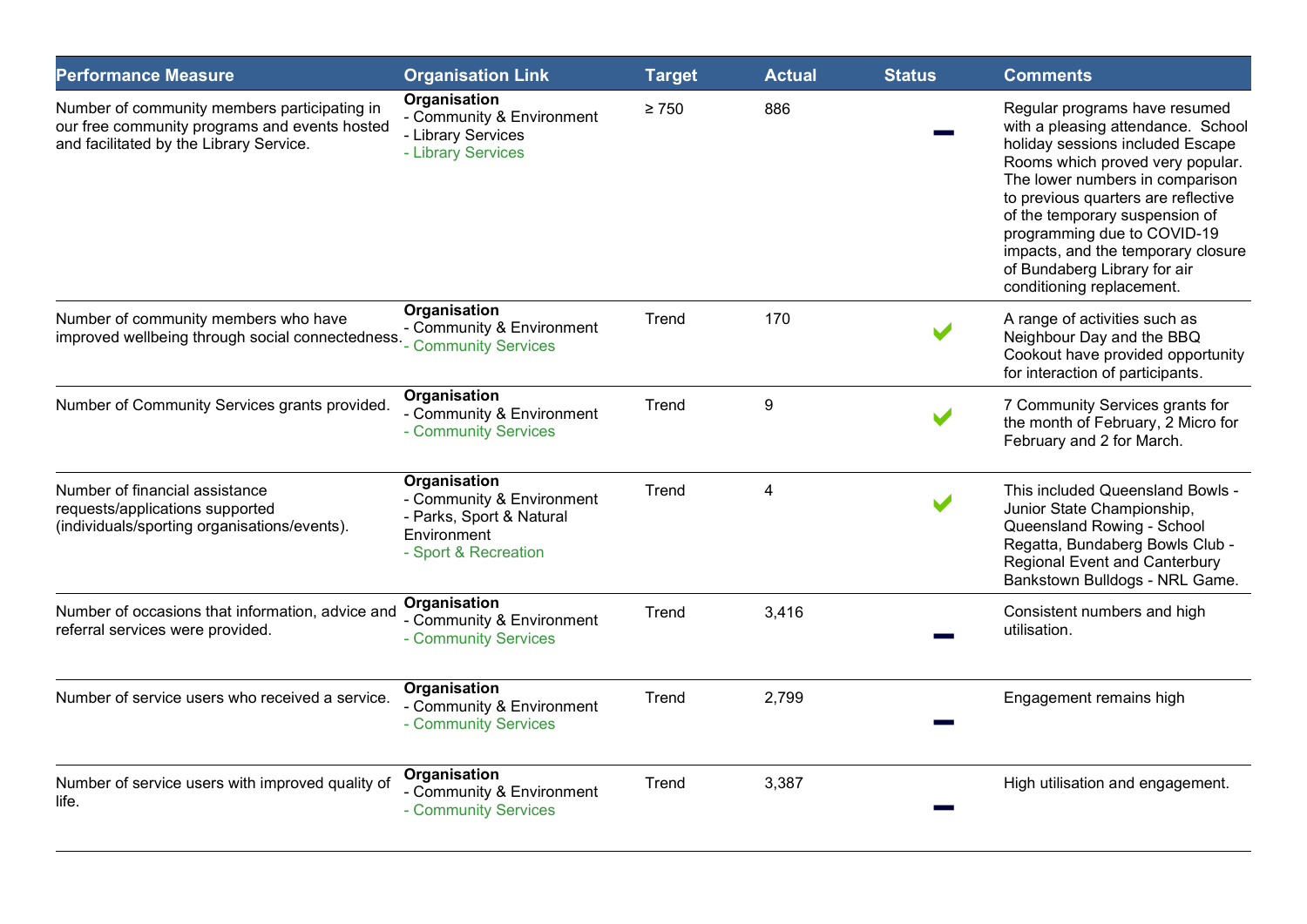| Performance Measure | Organisation Link | Target | Actual | Status | Comments |
|---|---|---|---|---|---|
| Number of community members participating in our free community programs and events hosted and facilitated by the Library Service. | **Organisation**<br>- Community & Environment<br>- Library Services<br>- Library Services | ≥ 750 | 886 | – | Regular programs have resumed with a pleasing attendance. School holiday sessions included Escape Rooms which proved very popular. The lower numbers in comparison to previous quarters are reflective of the temporary suspension of programming due to COVID-19 impacts, and the temporary closure of Bundaberg Library for air conditioning replacement. |
| Number of community members who have improved wellbeing through social connectedness. | **Organisation**<br>- Community & Environment<br>- Community Services | Trend | 170 | ✔ | A range of activities such as Neighbour Day and the BBQ Cookout have provided opportunity for interaction of participants. |
| Number of Community Services grants provided. | **Organisation**<br>- Community & Environment<br>- Community Services | Trend | 9 | ✔ | 7 Community Services grants for the month of February, 2 Micro for February and 2 for March. |
| Number of financial assistance requests/applications supported (individuals/sporting organisations/events). | **Organisation**<br>- Community & Environment<br>- Parks, Sport & Natural Environment<br>- Sport & Recreation | Trend | 4 | ✔ | This included Queensland Bowls - Junior State Championship, Queensland Rowing - School Regatta, Bundaberg Bowls Club - Regional Event and Canterbury Bankstown Bulldogs - NRL Game. |
| Number of occasions that information, advice and referral services were provided. | **Organisation**<br>- Community & Environment<br>- Community Services | Trend | 3,416 | – | Consistent numbers and high utilisation. |
| Number of service users who received a service. | **Organisation**<br>- Community & Environment<br>- Community Services | Trend | 2,799 | – | Engagement remains high |
| Number of service users with improved quality of life. | **Organisation**<br>- Community & Environment<br>- Community Services | Trend | 3,387 | – | High utilisation and engagement. |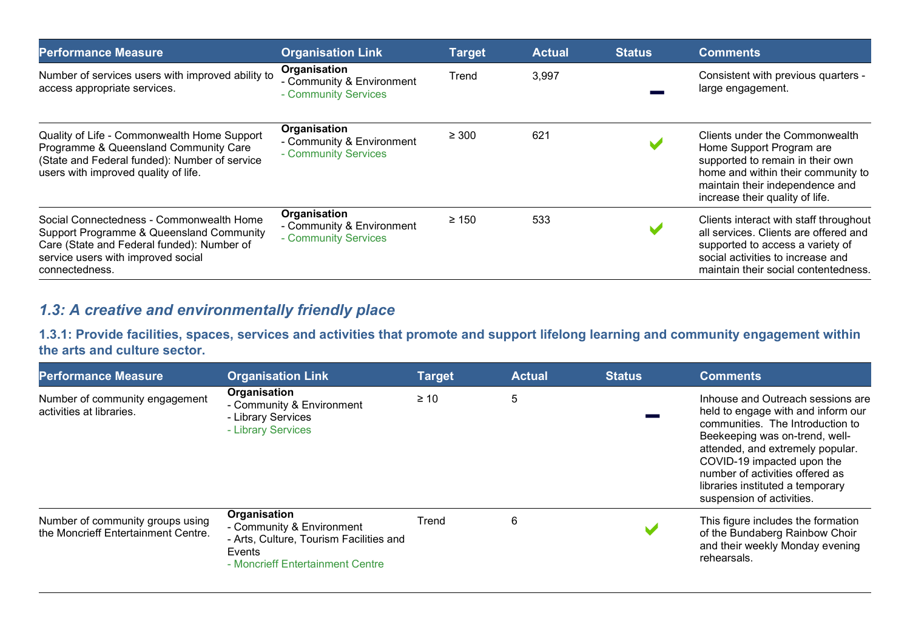| Performance Measure | Organisation Link | Target | Actual | Status | Comments |
|---|---|---|---|---|---|
| Number of services users with improved ability to access appropriate services. | **Organisation**<br>- Community & Environment<br>- Community Services | Trend | 3,997 | — | Consistent with previous quarters - large engagement. |
| Quality of Life - Commonwealth Home Support Programme & Queensland Community Care (State and Federal funded): Number of service users with improved quality of life. | **Organisation**<br>- Community & Environment<br>- Community Services | ≥ 300 | 621 | ✔ | Clients under the Commonwealth Home Support Program are supported to remain in their own home and within their community to maintain their independence and increase their quality of life. |
| Social Connectedness - Commonwealth Home Support Programme & Queensland Community Care (State and Federal funded): Number of service users with improved social connectedness. | **Organisation**<br>- Community & Environment<br>- Community Services | ≥ 150 | 533 | ✔ | Clients interact with staff throughout all services. Clients are offered and supported to access a variety of social activities to increase and maintain their social contentedness. |

## *1.3: A creative and environmentally friendly place*

### 1.3.1: Provide facilities, spaces, services and activities that promote and support lifelong learning and community engagement within the arts and culture sector.

| Performance Measure | Organisation Link | Target | Actual | Status | Comments |
|---|---|---|---|---|---|
| Number of community engagement activities at libraries. | **Organisation**<br>- Community & Environment<br>- Library Services<br>- Library Services | ≥ 10 | 5 | — | Inhouse and Outreach sessions are held to engage with and inform our communities. The Introduction to Beekeeping was on-trend, well-attended, and extremely popular. COVID-19 impacted upon the number of activities offered as libraries instituted a temporary suspension of activities. |
| Number of community groups using the Moncrieff Entertainment Centre. | **Organisation**<br>- Community & Environment<br>- Arts, Culture, Tourism Facilities and Events<br>- Moncrieff Entertainment Centre | Trend | 6 | ✔ | This figure includes the formation of the Bundaberg Rainbow Choir and their weekly Monday evening rehearsals. |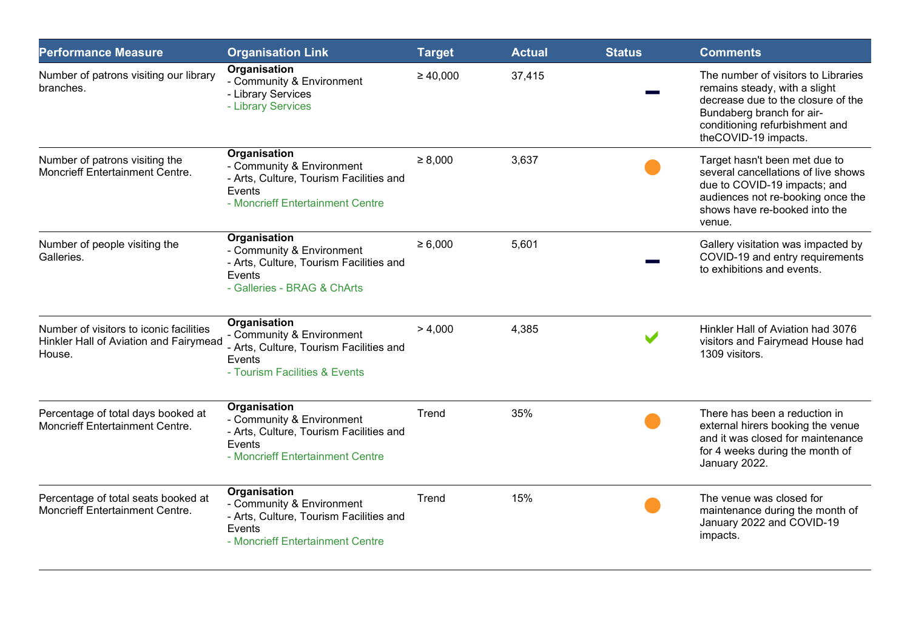| Performance Measure | Organisation Link | Target | Actual | Status | Comments |
|---|---|---|---|---|---|
| Number of patrons visiting our library branches. | **Organisation**<br>- Community & Environment<br>- Library Services<br>- Library Services | ≥ 40,000 | 37,415 | — | The number of visitors to Libraries remains steady, with a slight decrease due to the closure of the Bundaberg branch for air-conditioning refurbishment and theCOVID-19 impacts. |
| Number of patrons visiting the Moncrieff Entertainment Centre. | **Organisation**<br>- Community & Environment<br>- Arts, Culture, Tourism Facilities and Events<br>- Moncrieff Entertainment Centre | ≥ 8,000 | 3,637 | ● | Target hasn't been met due to several cancellations of live shows due to COVID-19 impacts; and audiences not re-booking once the shows have re-booked into the venue. |
| Number of people visiting the Galleries. | **Organisation**<br>- Community & Environment<br>- Arts, Culture, Tourism Facilities and Events<br>- Galleries - BRAG & ChArts | ≥ 6,000 | 5,601 | — | Gallery visitation was impacted by COVID-19 and entry requirements to exhibitions and events. |
| Number of visitors to iconic facilities Hinkler Hall of Aviation and Fairymead House. | **Organisation**<br>- Community & Environment<br>- Arts, Culture, Tourism Facilities and Events<br>- Tourism Facilities & Events | > 4,000 | 4,385 | ✔ | Hinkler Hall of Aviation had 3076 visitors and Fairymead House had 1309 visitors. |
| Percentage of total days booked at Moncrieff Entertainment Centre. | **Organisation**<br>- Community & Environment<br>- Arts, Culture, Tourism Facilities and Events<br>- Moncrieff Entertainment Centre | Trend | 35% | ● | There has been a reduction in external hirers booking the venue and it was closed for maintenance for 4 weeks during the month of January 2022. |
| Percentage of total seats booked at Moncrieff Entertainment Centre. | **Organisation**<br>- Community & Environment<br>- Arts, Culture, Tourism Facilities and Events<br>- Moncrieff Entertainment Centre | Trend | 15% | ● | The venue was closed for maintenance during the month of January 2022 and COVID-19 impacts. |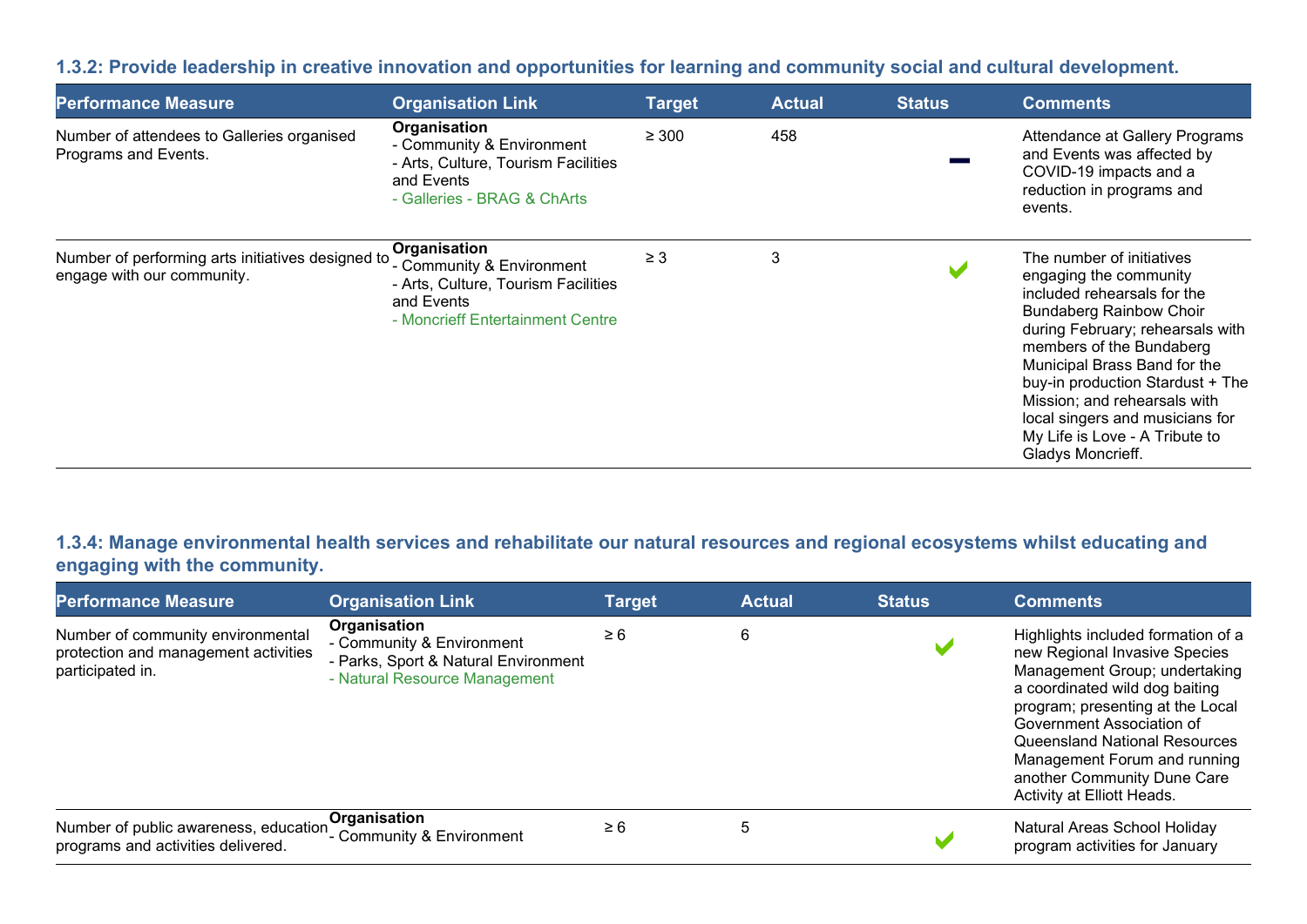### 1.3.2: Provide leadership in creative innovation and opportunities for learning and community social and cultural development.

| Performance Measure | Organisation Link | Target | Actual | Status | Comments |
|---|---|---|---|---|---|
| Number of attendees to Galleries organised Programs and Events. | **Organisation**<br>- Community & Environment<br>- Arts, Culture, Tourism Facilities and Events<br>- Galleries - BRAG & ChArts | ≥ 300 | 458 | — | Attendance at Gallery Programs and Events was affected by COVID-19 impacts and a reduction in programs and events. |
| Number of performing arts initiatives designed to engage with our community. | **Organisation**<br>- Community & Environment<br>- Arts, Culture, Tourism Facilities and Events<br>- Moncrieff Entertainment Centre | ≥ 3 | 3 | ✔ | The number of initiatives engaging the community included rehearsals for the Bundaberg Rainbow Choir during February; rehearsals with members of the Bundaberg Municipal Brass Band for the buy-in production Stardust + The Mission; and rehearsals with local singers and musicians for My Life is Love - A Tribute to Gladys Moncrieff. |

### 1.3.4: Manage environmental health services and rehabilitate our natural resources and regional ecosystems whilst educating and engaging with the community.

| Performance Measure | Organisation Link | Target | Actual | Status | Comments |
|---|---|---|---|---|---|
| Number of community environmental protection and management activities participated in. | **Organisation**<br>- Community & Environment<br>- Parks, Sport & Natural Environment<br>- Natural Resource Management | ≥ 6 | 6 | ✔ | Highlights included formation of a new Regional Invasive Species Management Group; undertaking a coordinated wild dog baiting program; presenting at the Local Government Association of Queensland National Resources Management Forum and running another Community Dune Care Activity at Elliott Heads. |
| Number of public awareness, education programs and activities delivered. | **Organisation**<br>- Community & Environment | ≥ 6 | 5 | ✔ | Natural Areas School Holiday program activities for January |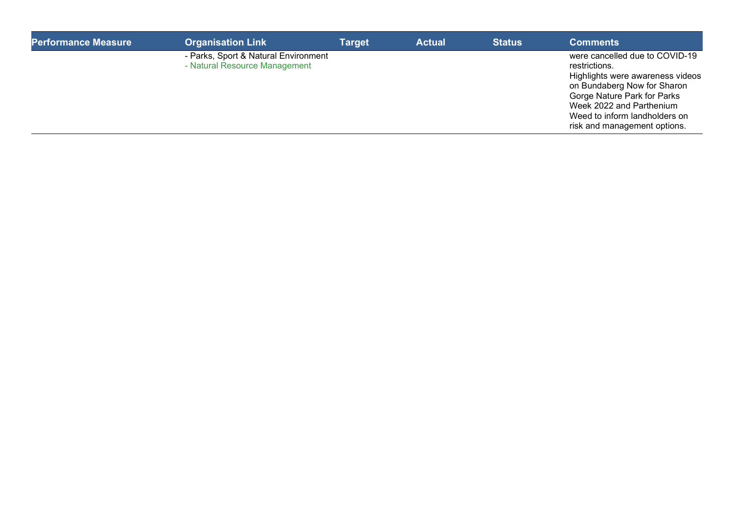| Performance Measure | Organisation Link | Target | Actual | Status | Comments |
| --- | --- | --- | --- | --- | --- |
| | - Parks, Sport & Natural Environment<br>- Natural Resource Management | | | | were cancelled due to COVID-19 restrictions.<br>Highlights were awareness videos on Bundaberg Now for Sharon Gorge Nature Park for Parks Week 2022 and Parthenium Weed to inform landholders on risk and management options. |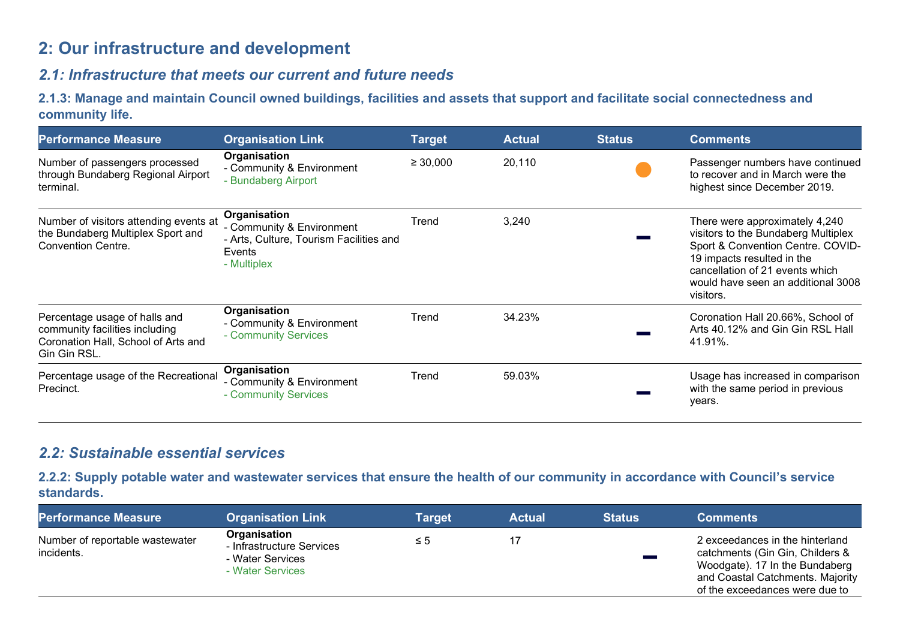# 2: Our infrastructure and development

## *2.1: Infrastructure that meets our current and future needs*

### 2.1.3: Manage and maintain Council owned buildings, facilities and assets that support and facilitate social connectedness and community life.

| Performance Measure | Organisation Link | Target | Actual | Status | Comments |
|---|---|---|---|---|---|
| Number of passengers processed through Bundaberg Regional Airport terminal. | **Organisation**<br>- Community & Environment<br>- Bundaberg Airport | ≥ 30,000 | 20,110 | ● | Passenger numbers have continued to recover and in March were the highest since December 2019. |
| Number of visitors attending events at the Bundaberg Multiplex Sport and Convention Centre. | **Organisation**<br>- Community & Environment<br>- Arts, Culture, Tourism Facilities and Events<br>- Multiplex | Trend | 3,240 | – | There were approximately 4,240 visitors to the Bundaberg Multiplex Sport & Convention Centre. COVID-19 impacts resulted in the cancellation of 21 events which would have seen an additional 3008 visitors. |
| Percentage usage of halls and community facilities including Coronation Hall, School of Arts and Gin Gin RSL. | **Organisation**<br>- Community & Environment<br>- Community Services | Trend | 34.23% | – | Coronation Hall 20.66%, School of Arts 40.12% and Gin Gin RSL Hall 41.91%. |
| Percentage usage of the Recreational Precinct. | **Organisation**<br>- Community & Environment<br>- Community Services | Trend | 59.03% | – | Usage has increased in comparison with the same period in previous years. |

## *2.2: Sustainable essential services*

### 2.2.2: Supply potable water and wastewater services that ensure the health of our community in accordance with Council's service standards.

| Performance Measure | Organisation Link | Target | Actual | Status | Comments |
|---|---|---|---|---|---|
| Number of reportable wastewater incidents. | **Organisation**<br>- Infrastructure Services<br>- Water Services<br>- Water Services | ≤ 5 | 17 | – | 2 exceedances in the hinterland catchments (Gin Gin, Childers & Woodgate). 17 In the Bundaberg and Coastal Catchments. Majority of the exceedances were due to |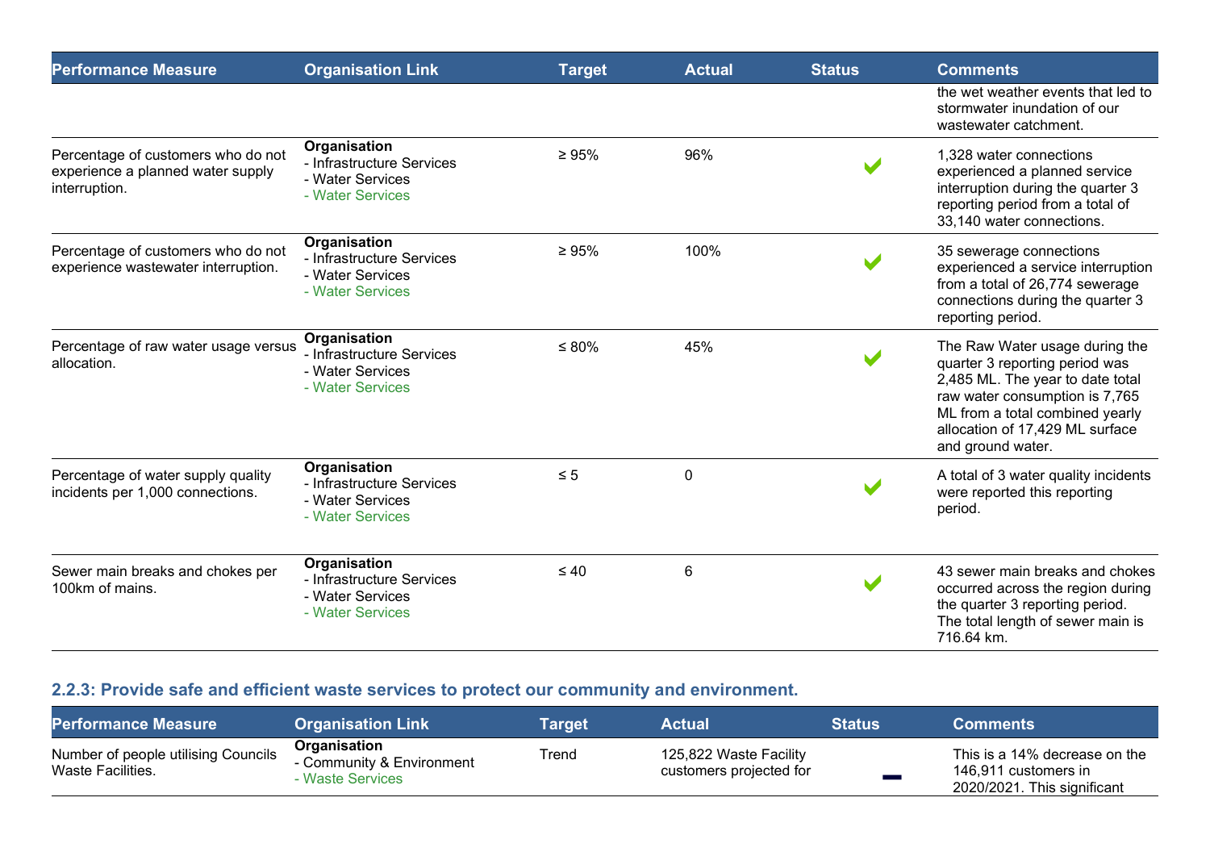| Performance Measure | Organisation Link | Target | Actual | Status | Comments |
|---|---|---|---|---|---|
| | | | | | the wet weather events that led to stormwater inundation of our wastewater catchment. |
| Percentage of customers who do not experience a planned water supply interruption. | **Organisation**<br>- Infrastructure Services<br>- Water Services<br>- Water Services | ≥ 95% | 96% | ✔ | 1,328 water connections experienced a planned service interruption during the quarter 3 reporting period from a total of 33,140 water connections. |
| Percentage of customers who do not experience wastewater interruption. | **Organisation**<br>- Infrastructure Services<br>- Water Services<br>- Water Services | ≥ 95% | 100% | ✔ | 35 sewerage connections experienced a service interruption from a total of 26,774 sewerage connections during the quarter 3 reporting period. |
| Percentage of raw water usage versus allocation. | **Organisation**<br>- Infrastructure Services<br>- Water Services<br>- Water Services | ≤ 80% | 45% | ✔ | The Raw Water usage during the quarter 3 reporting period was 2,485 ML. The year to date total raw water consumption is 7,765 ML from a total combined yearly allocation of 17,429 ML surface and ground water. |
| Percentage of water supply quality incidents per 1,000 connections. | **Organisation**<br>- Infrastructure Services<br>- Water Services<br>- Water Services | ≤ 5 | 0 | ✔ | A total of 3 water quality incidents were reported this reporting period. |
| Sewer main breaks and chokes per 100km of mains. | **Organisation**<br>- Infrastructure Services<br>- Water Services<br>- Water Services | ≤ 40 | 6 | ✔ | 43 sewer main breaks and chokes occurred across the region during the quarter 3 reporting period. The total length of sewer main is 716.64 km. |

### 2.2.3: Provide safe and efficient waste services to protect our community and environment.

| Performance Measure | Organisation Link | Target | Actual | Status | Comments |
|---|---|---|---|---|---|
| Number of people utilising Councils Waste Facilities. | **Organisation**<br>- Community & Environment<br>- Waste Services | Trend | 125,822 Waste Facility customers projected for | — | This is a 14% decrease on the 146,911 customers in 2020/2021. This significant |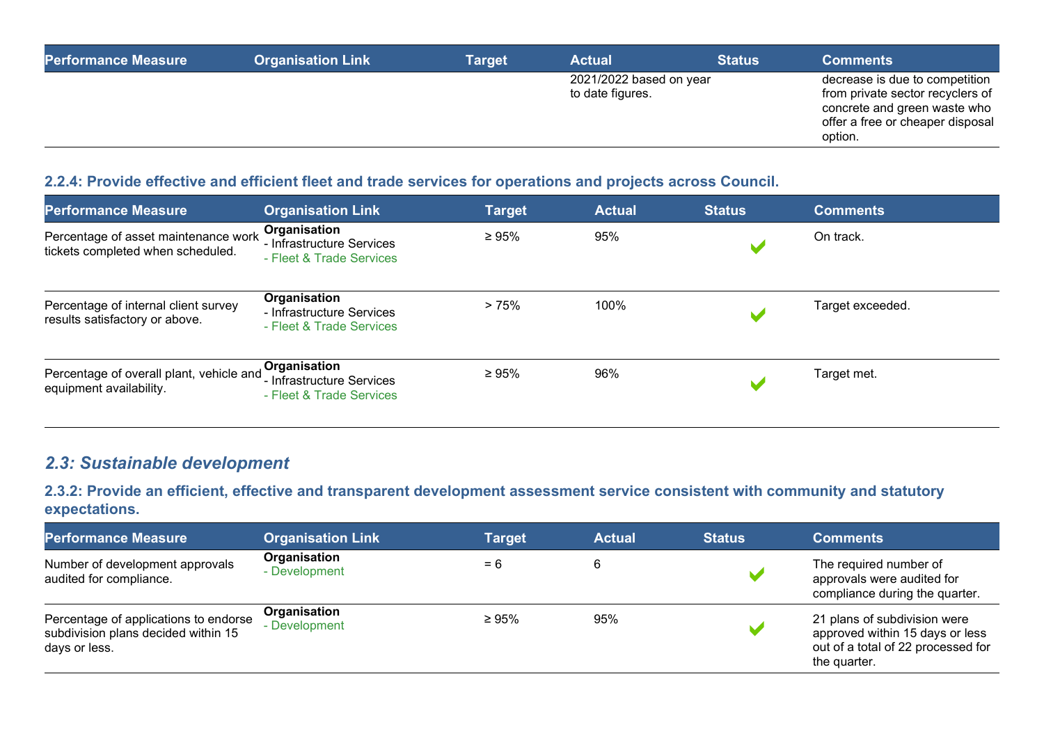| Performance Measure | Organisation Link | Target | Actual | Status | Comments |
|---|---|---|---|---|---|
| | | | 2021/2022 based on year to date figures. | | decrease is due to competition from private sector recyclers of concrete and green waste who offer a free or cheaper disposal option. |

### 2.2.4: Provide effective and efficient fleet and trade services for operations and projects across Council.

| Performance Measure | Organisation Link | Target | Actual | Status | Comments |
|---|---|---|---|---|---|
| Percentage of asset maintenance work tickets completed when scheduled. | **Organisation** - Infrastructure Services - Fleet & Trade Services | ≥ 95% | 95% | ✔ | On track. |
| Percentage of internal client survey results satisfactory or above. | **Organisation** - Infrastructure Services - Fleet & Trade Services | > 75% | 100% | ✔ | Target exceeded. |
| Percentage of overall plant, vehicle and equipment availability. | **Organisation** - Infrastructure Services - Fleet & Trade Services | ≥ 95% | 96% | ✔ | Target met. |

## *2.3: Sustainable development*

### 2.3.2: Provide an efficient, effective and transparent development assessment service consistent with community and statutory expectations.

| Performance Measure | Organisation Link | Target | Actual | Status | Comments |
|---|---|---|---|---|---|
| Number of development approvals audited for compliance. | **Organisation** - Development | = 6 | 6 | ✔ | The required number of approvals were audited for compliance during the quarter. |
| Percentage of applications to endorse subdivision plans decided within 15 days or less. | **Organisation** - Development | ≥ 95% | 95% | ✔ | 21 plans of subdivision were approved within 15 days or less out of a total of 22 processed for the quarter. |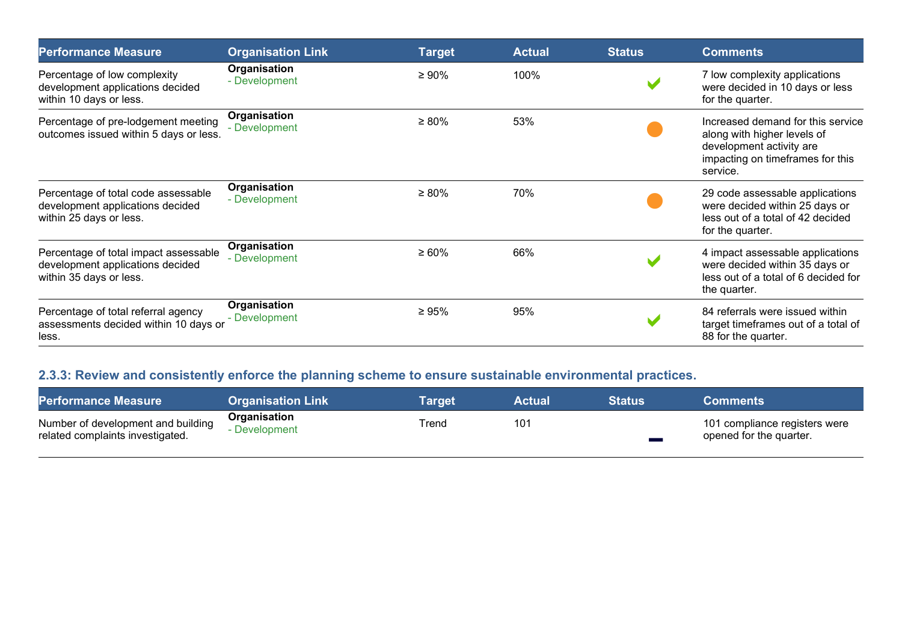| Performance Measure | Organisation Link | Target | Actual | Status | Comments |
|---|---|---|---|---|---|
| Percentage of low complexity development applications decided within 10 days or less. | **Organisation** - Development | ≥ 90% | 100% | ✔ | 7 low complexity applications were decided in 10 days or less for the quarter. |
| Percentage of pre-lodgement meeting outcomes issued within 5 days or less. | **Organisation** - Development | ≥ 80% | 53% | ● | Increased demand for this service along with higher levels of development activity are impacting on timeframes for this service. |
| Percentage of total code assessable development applications decided within 25 days or less. | **Organisation** - Development | ≥ 80% | 70% | ● | 29 code assessable applications were decided within 25 days or less out of a total of 42 decided for the quarter. |
| Percentage of total impact assessable development applications decided within 35 days or less. | **Organisation** - Development | ≥ 60% | 66% | ✔ | 4 impact assessable applications were decided within 35 days or less out of a total of 6 decided for the quarter. |
| Percentage of total referral agency assessments decided within 10 days or less. | **Organisation** - Development | ≥ 95% | 95% | ✔ | 84 referrals were issued within target timeframes out of a total of 88 for the quarter. |

### 2.3.3: Review and consistently enforce the planning scheme to ensure sustainable environmental practices.

| Performance Measure | Organisation Link | Target | Actual | Status | Comments |
|---|---|---|---|---|---|
| Number of development and building related complaints investigated. | **Organisation** - Development | Trend | 101 | ▬ | 101 compliance registers were opened for the quarter. |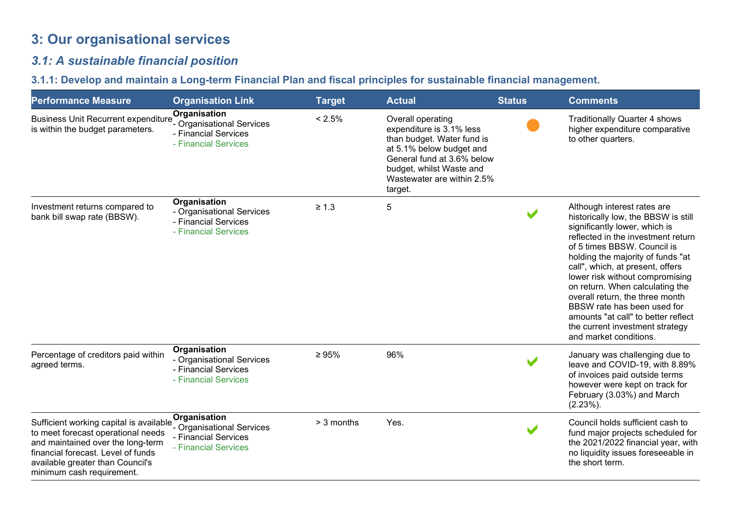## 3: Our organisational services

### *3.1: A sustainable financial position*

#### 3.1.1: Develop and maintain a Long-term Financial Plan and fiscal principles for sustainable financial management.

| Performance Measure | Organisation Link | Target | Actual | Status | Comments |
|---|---|---|---|---|---|
| Business Unit Recurrent expenditure is within the budget parameters. | **Organisation**<br>- Organisational Services<br>- Financial Services<br>- Financial Services | < 2.5% | Overall operating expenditure is 3.1% less than budget. Water fund is at 5.1% below budget and General fund at 3.6% below budget, whilst Waste and Wastewater are within 2.5% target. | ● | Traditionally Quarter 4 shows higher expenditure comparative to other quarters. |
| Investment returns compared to bank bill swap rate (BBSW). | **Organisation**<br>- Organisational Services<br>- Financial Services<br>- Financial Services | ≥ 1.3 | 5 | ✔ | Although interest rates are historically low, the BBSW is still significantly lower, which is reflected in the investment return of 5 times BBSW. Council is holding the majority of funds "at call", which, at present, offers lower risk without compromising on return. When calculating the overall return, the three month BBSW rate has been used for amounts "at call" to better reflect the current investment strategy and market conditions. |
| Percentage of creditors paid within agreed terms. | **Organisation**<br>- Organisational Services<br>- Financial Services<br>- Financial Services | ≥ 95% | 96% | ✔ | January was challenging due to leave and COVID-19, with 8.89% of invoices paid outside terms however were kept on track for February (3.03%) and March (2.23%). |
| Sufficient working capital is available to meet forecast operational needs and maintained over the long-term financial forecast. Level of funds available greater than Council's minimum cash requirement. | **Organisation**<br>- Organisational Services<br>- Financial Services<br>- Financial Services | > 3 months | Yes. | ✔ | Council holds sufficient cash to fund major projects scheduled for the 2021/2022 financial year, with no liquidity issues foreseeable in the short term. |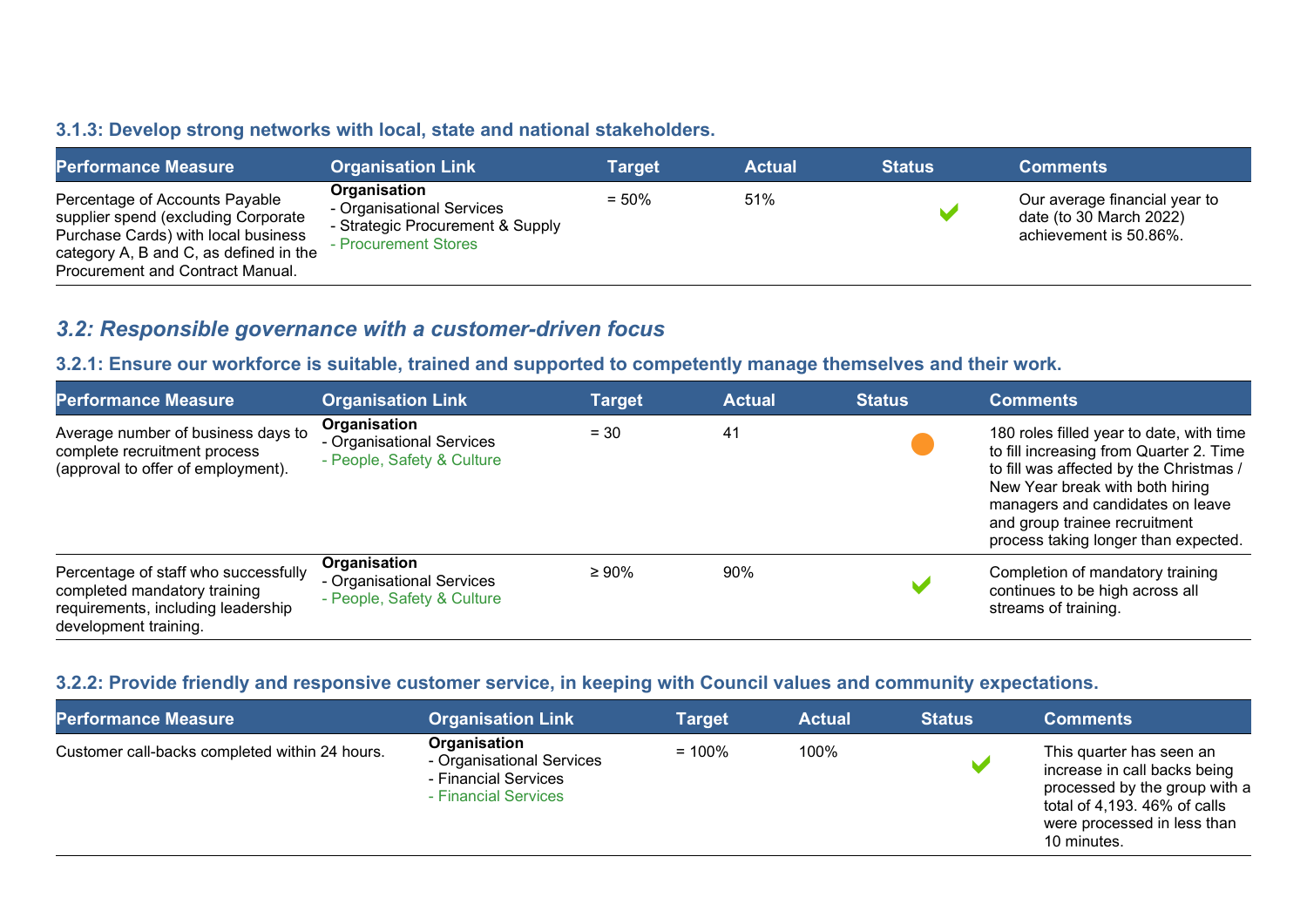### 3.1.3: Develop strong networks with local, state and national stakeholders.

| Performance Measure | Organisation Link | Target | Actual | Status | Comments |
|---|---|---|---|---|---|
| Percentage of Accounts Payable supplier spend (excluding Corporate Purchase Cards) with local business category A, B and C, as defined in the Procurement and Contract Manual. | **Organisation**<br>- Organisational Services<br>- Strategic Procurement & Supply<br>- Procurement Stores | = 50% | 51% | ✔ | Our average financial year to date (to 30 March 2022) achievement is 50.86%. |

## *3.2: Responsible governance with a customer-driven focus*

### 3.2.1: Ensure our workforce is suitable, trained and supported to competently manage themselves and their work.

| Performance Measure | Organisation Link | Target | Actual | Status | Comments |
|---|---|---|---|---|---|
| Average number of business days to complete recruitment process (approval to offer of employment). | **Organisation**<br>- Organisational Services<br>- People, Safety & Culture | = 30 | 41 | ● | 180 roles filled year to date, with time to fill increasing from Quarter 2. Time to fill was affected by the Christmas / New Year break with both hiring managers and candidates on leave and group trainee recruitment process taking longer than expected. |
| Percentage of staff who successfully completed mandatory training requirements, including leadership development training. | **Organisation**<br>- Organisational Services<br>- People, Safety & Culture | ≥ 90% | 90% | ✔ | Completion of mandatory training continues to be high across all streams of training. |

### 3.2.2: Provide friendly and responsive customer service, in keeping with Council values and community expectations.

| Performance Measure | Organisation Link | Target | Actual | Status | Comments |
|---|---|---|---|---|---|
| Customer call-backs completed within 24 hours. | **Organisation**<br>- Organisational Services<br>- Financial Services<br>- Financial Services | = 100% | 100% | ✔ | This quarter has seen an increase in call backs being processed by the group with a total of 4,193. 46% of calls were processed in less than 10 minutes. |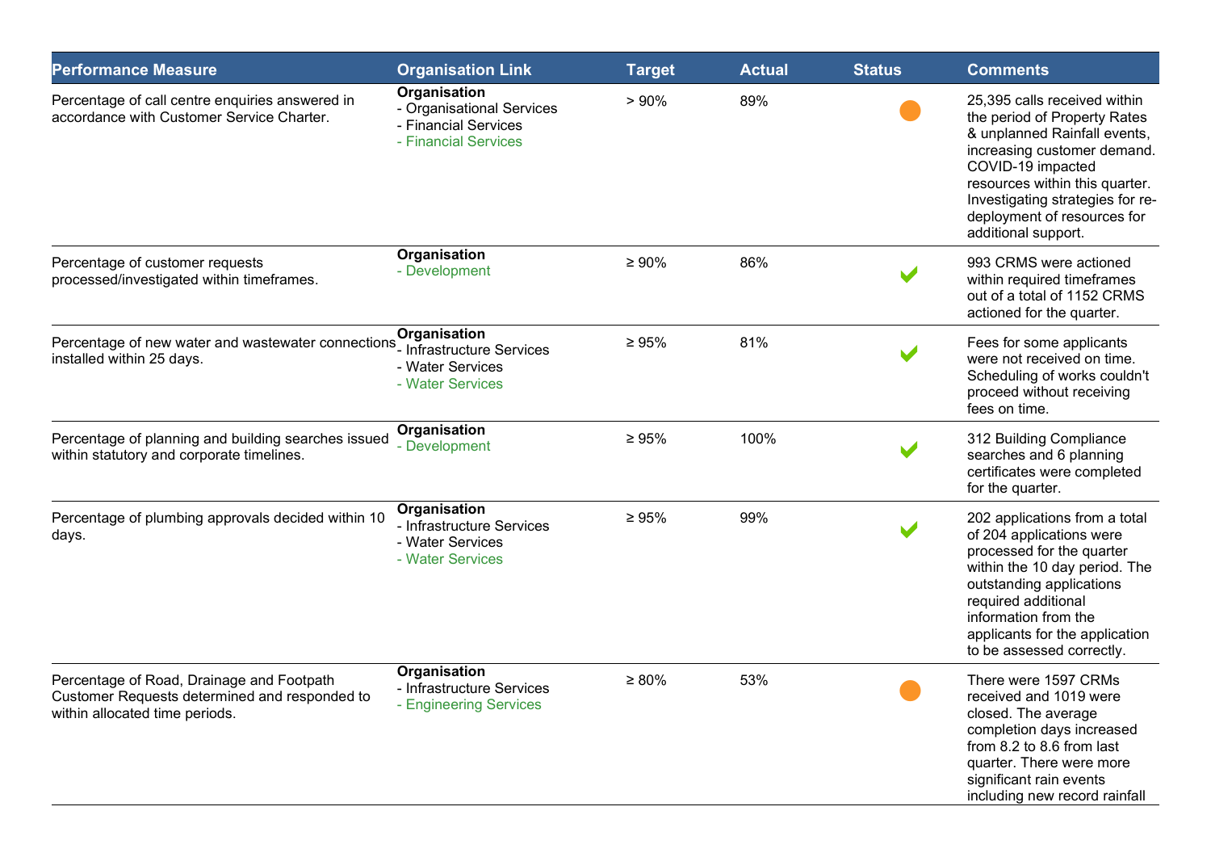| Performance Measure | Organisation Link | Target | Actual | Status | Comments |
|---|---|---|---|---|---|
| Percentage of call centre enquiries answered in accordance with Customer Service Charter. | **Organisation**<br>- Organisational Services<br>- Financial Services<br>- Financial Services | > 90% | 89% | ● | 25,395 calls received within the period of Property Rates & unplanned Rainfall events, increasing customer demand. COVID-19 impacted resources within this quarter. Investigating strategies for re-deployment of resources for additional support. |
| Percentage of customer requests processed/investigated within timeframes. | **Organisation**<br>- Development | ≥ 90% | 86% | ✔ | 993 CRMS were actioned within required timeframes out of a total of 1152 CRMS actioned for the quarter. |
| Percentage of new water and wastewater connections installed within 25 days. | **Organisation**<br>- Infrastructure Services<br>- Water Services<br>- Water Services | ≥ 95% | 81% | ✔ | Fees for some applicants were not received on time. Scheduling of works couldn't proceed without receiving fees on time. |
| Percentage of planning and building searches issued within statutory and corporate timelines. | **Organisation**<br>- Development | ≥ 95% | 100% | ✔ | 312 Building Compliance searches and 6 planning certificates were completed for the quarter. |
| Percentage of plumbing approvals decided within 10 days. | **Organisation**<br>- Infrastructure Services<br>- Water Services<br>- Water Services | ≥ 95% | 99% | ✔ | 202 applications from a total of 204 applications were processed for the quarter within the 10 day period. The outstanding applications required additional information from the applicants for the application to be assessed correctly. |
| Percentage of Road, Drainage and Footpath Customer Requests determined and responded to within allocated time periods. | **Organisation**<br>- Infrastructure Services<br>- Engineering Services | ≥ 80% | 53% | ● | There were 1597 CRMs received and 1019 were closed. The average completion days increased from 8.2 to 8.6 from last quarter. There were more significant rain events including new record rainfall |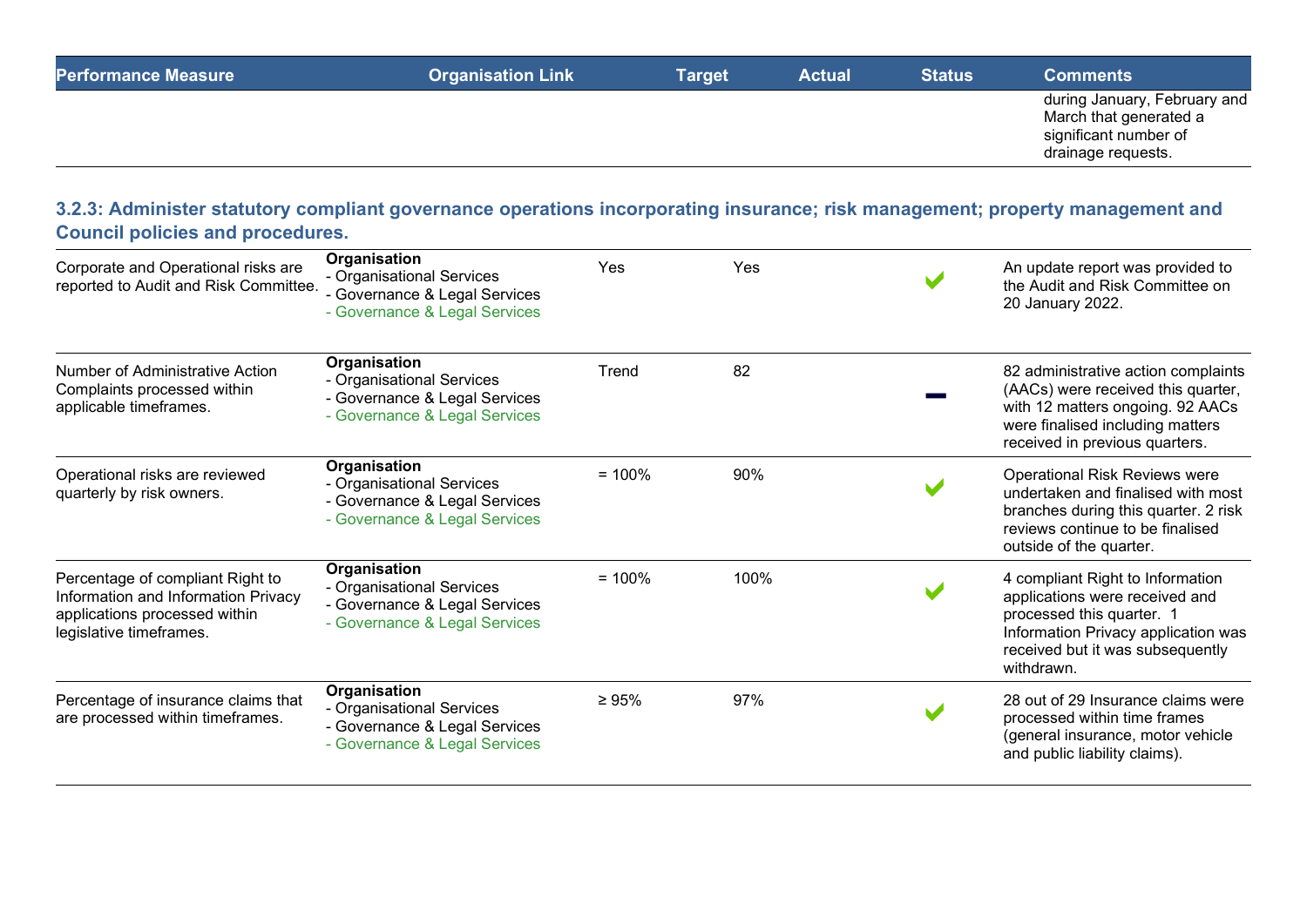| Performance Measure | Organisation Link | Target | Actual | Status | Comments |
|---|---|---|---|---|---|
| | | | | | during January, February and March that generated a significant number of drainage requests. |

### 3.2.3: Administer statutory compliant governance operations incorporating insurance; risk management; property management and Council policies and procedures.

| Performance Measure | Organisation Link | Target | Actual | Status | Comments |
|---|---|---|---|---|---|
| Corporate and Operational risks are reported to Audit and Risk Committee. | **Organisation**<br>- Organisational Services<br>- Governance & Legal Services<br>- Governance & Legal Services | Yes | Yes | ✔ | An update report was provided to the Audit and Risk Committee on 20 January 2022. |
| Number of Administrative Action Complaints processed within applicable timeframes. | **Organisation**<br>- Organisational Services<br>- Governance & Legal Services<br>- Governance & Legal Services | Trend | 82 | – | 82 administrative action complaints (AACs) were received this quarter, with 12 matters ongoing. 92 AACs were finalised including matters received in previous quarters. |
| Operational risks are reviewed quarterly by risk owners. | **Organisation**<br>- Organisational Services<br>- Governance & Legal Services<br>- Governance & Legal Services | = 100% | 90% | ✔ | Operational Risk Reviews were undertaken and finalised with most branches during this quarter. 2 risk reviews continue to be finalised outside of the quarter. |
| Percentage of compliant Right to Information and Information Privacy applications processed within legislative timeframes. | **Organisation**<br>- Organisational Services<br>- Governance & Legal Services<br>- Governance & Legal Services | = 100% | 100% | ✔ | 4 compliant Right to Information applications were received and processed this quarter. 1 Information Privacy application was received but it was subsequently withdrawn. |
| Percentage of insurance claims that are processed within timeframes. | **Organisation**<br>- Organisational Services<br>- Governance & Legal Services<br>- Governance & Legal Services | ≥ 95% | 97% | ✔ | 28 out of 29 Insurance claims were processed within time frames (general insurance, motor vehicle and public liability claims). |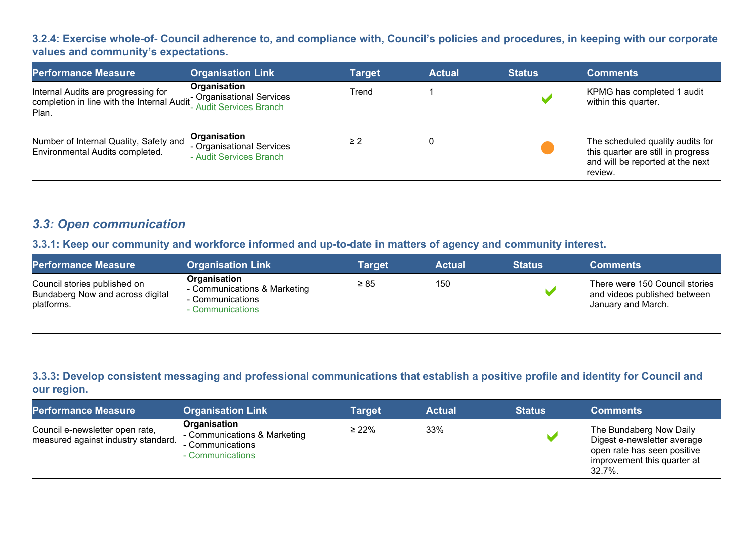### 3.2.4: Exercise whole-of- Council adherence to, and compliance with, Council's policies and procedures, in keeping with our corporate values and community's expectations.

| Performance Measure | Organisation Link | Target | Actual | Status | Comments |
|---|---|---|---|---|---|
| Internal Audits are progressing for completion in line with the Internal Audit Plan. | **Organisation**<br>- Organisational Services<br>- Audit Services Branch | Trend | 1 | ✔ | KPMG has completed 1 audit within this quarter. |
| Number of Internal Quality, Safety and Environmental Audits completed. | **Organisation**<br>- Organisational Services<br>- Audit Services Branch | ≥ 2 | 0 | ● | The scheduled quality audits for this quarter are still in progress and will be reported at the next review. |

## *3.3: Open communication*

### 3.3.1: Keep our community and workforce informed and up-to-date in matters of agency and community interest.

| Performance Measure | Organisation Link | Target | Actual | Status | Comments |
|---|---|---|---|---|---|
| Council stories published on Bundaberg Now and across digital platforms. | **Organisation**<br>- Communications & Marketing<br>- Communications<br>- Communications | ≥ 85 | 150 | ✔ | There were 150 Council stories and videos published between January and March. |

### 3.3.3: Develop consistent messaging and professional communications that establish a positive profile and identity for Council and our region.

| Performance Measure | Organisation Link | Target | Actual | Status | Comments |
|---|---|---|---|---|---|
| Council e-newsletter open rate, measured against industry standard. | **Organisation**<br>- Communications & Marketing<br>- Communications<br>- Communications | ≥ 22% | 33% | ✔ | The Bundaberg Now Daily Digest e-newsletter average open rate has seen positive improvement this quarter at 32.7%. |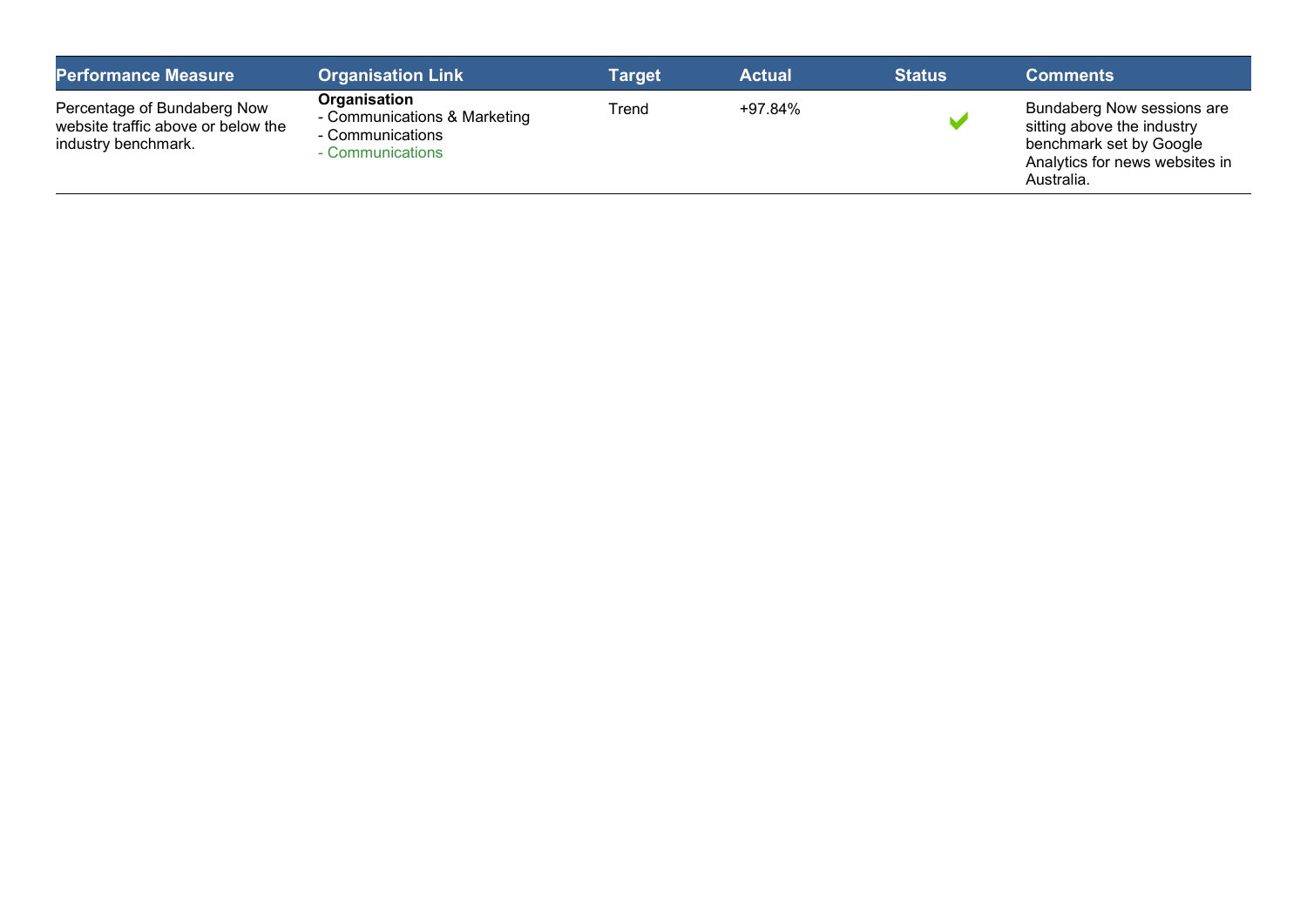| Performance Measure | Organisation Link | Target | Actual | Status | Comments |
|---|---|---|---|---|---|
| Percentage of Bundaberg Now website traffic above or below the industry benchmark. | **Organisation**<br>- Communications & Marketing<br>- Communications<br>- Communications | Trend | +97.84% | ✔ | Bundaberg Now sessions are sitting above the industry benchmark set by Google Analytics for news websites in Australia. |